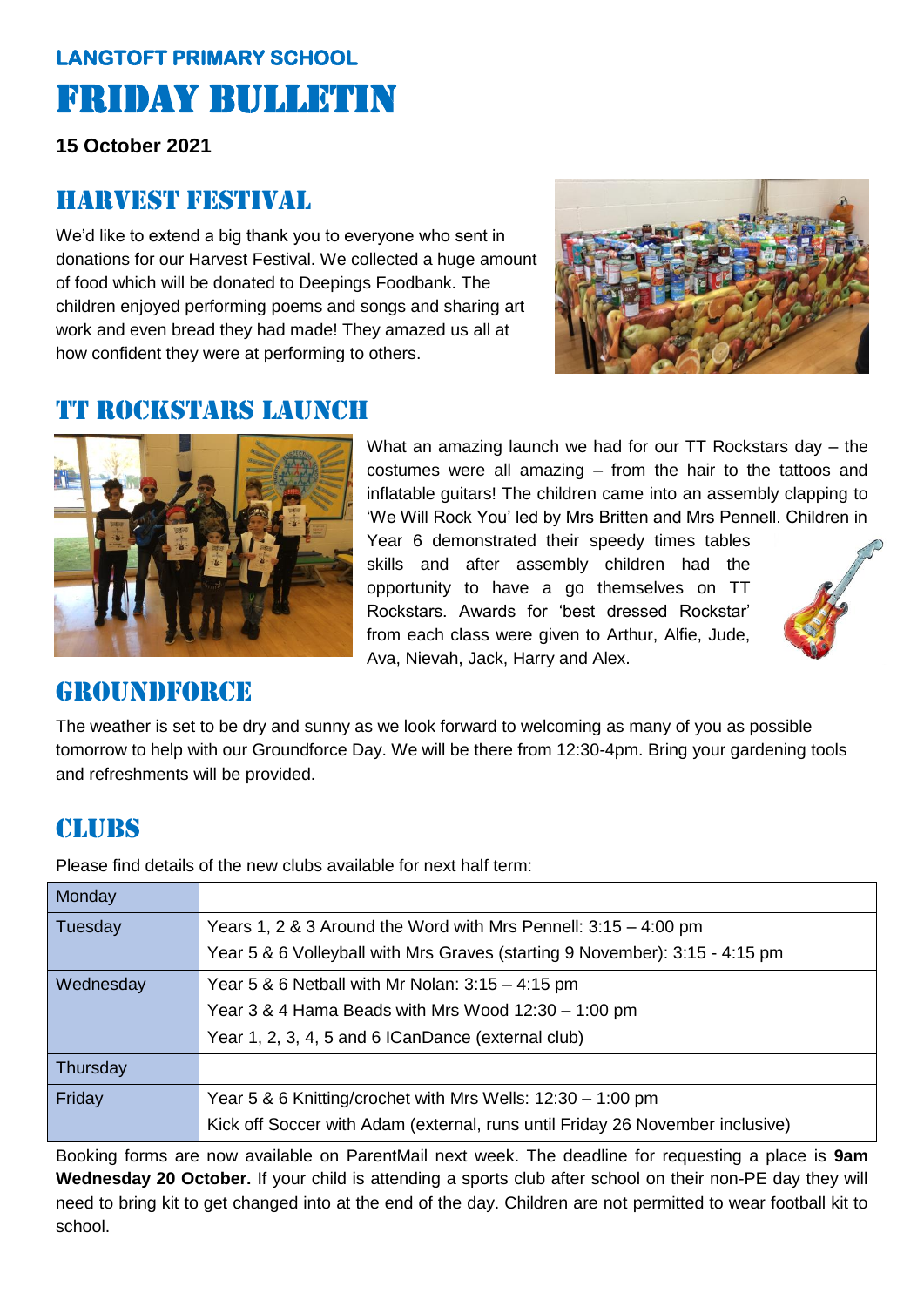**LANGTOFT PRIMARY SCHOOL**

# FRIDAY BULLETIN

**15 October 2021**

## HARVEST FESTIVAL

We'd like to extend a big thank you to everyone who sent in donations for our Harvest Festival. We collected a huge amount of food which will be donated to Deepings Foodbank. The children enjoyed performing poems and songs and sharing art work and even bread they had made! They amazed us all at how confident they were at performing to others.

## TT ROCKSTARS LAUNCH

What an amazing launch we had for our TT Rockstars day – the costumes were all amazing – from the hair to the tattoos and inflatable guitars! The children came into an assembly clapping to 'We Will Rock You' led by Mrs Britten and Mrs Pennell. Children in Year 6 demonstrated their speedy times tables skills and after assembly children had the opportunity to have a go themselves on TT Rockstars. Awards for 'best dressed Rockstar' from each class were given to Arthur, Alfie, Jude, Ava, Nievah, Jack, Harry and Alex.

## GROUNDFORCE

The weather is set to be dry and sunny as we look forward to welcoming as many of you as possible tomorrow to help with our Groundforce Day. We will be there from 12:30-4pm. Bring your gardening tools and refreshments will be provided.

## CLUBS

Please find details of the new clubs available for next half term:

| Day | Clubs |
|---|---|
| Monday | |
| Tuesday | Years 1, 2 & 3 Around the Word with Mrs Pennell: 3:15 – 4:00 pm<br>Year 5 & 6 Volleyball with Mrs Graves (starting 9 November): 3:15 - 4:15 pm |
| Wednesday | Year 5 & 6 Netball with Mr Nolan: 3:15 – 4:15 pm<br>Year 3 & 4 Hama Beads with Mrs Wood 12:30 – 1:00 pm<br>Year 1, 2, 3, 4, 5 and 6 ICanDance (external club) |
| Thursday | |
| Friday | Year 5 & 6 Knitting/crochet with Mrs Wells: 12:30 – 1:00 pm<br>Kick off Soccer with Adam (external, runs until Friday 26 November inclusive) |

Booking forms are now available on ParentMail next week. The deadline for requesting a place is **9am Wednesday 20 October.** If your child is attending a sports club after school on their non-PE day they will need to bring kit to get changed into at the end of the day. Children are not permitted to wear football kit to school.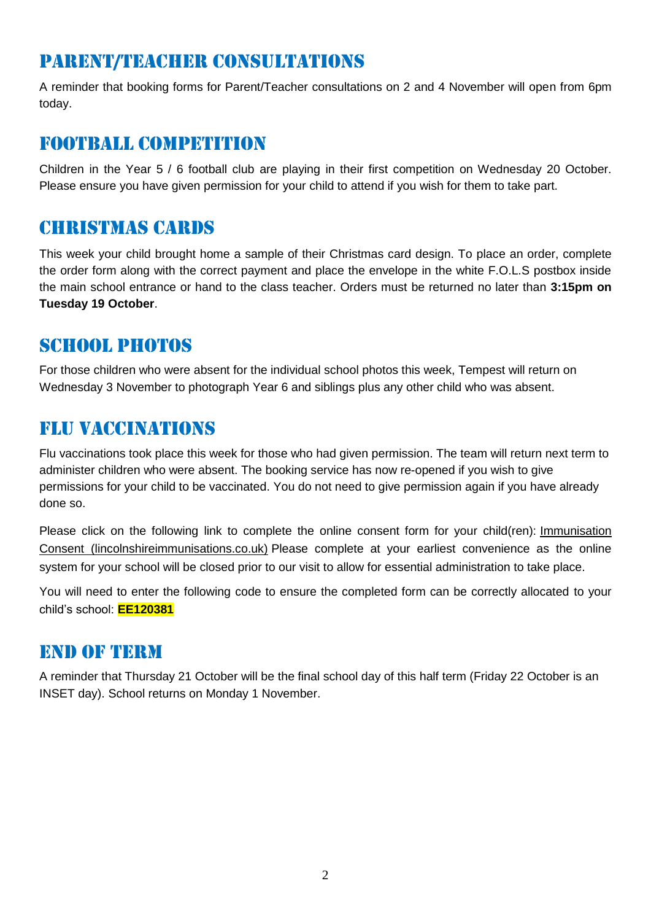## PARENT/TEACHER CONSULTATIONS

A reminder that booking forms for Parent/Teacher consultations on 2 and 4 November will open from 6pm today.

## FOOTBALL COMPETITION

Children in the Year 5 / 6 football club are playing in their first competition on Wednesday 20 October. Please ensure you have given permission for your child to attend if you wish for them to take part.

## CHRISTMAS CARDS

This week your child brought home a sample of their Christmas card design. To place an order, complete the order form along with the correct payment and place the envelope in the white F.O.L.S postbox inside the main school entrance or hand to the class teacher. Orders must be returned no later than **3:15pm on Tuesday 19 October**.

## SCHOOL PHOTOS

For those children who were absent for the individual school photos this week, Tempest will return on Wednesday 3 November to photograph Year 6 and siblings plus any other child who was absent.

## FLU VACCINATIONS

Flu vaccinations took place this week for those who had given permission. The team will return next term to administer children who were absent. The booking service has now re-opened if you wish to give permissions for your child to be vaccinated. You do not need to give permission again if you have already done so.

Please click on the following link to complete the online consent form for your child(ren): Immunisation Consent (lincolnshireimmunisations.co.uk) Please complete at your earliest convenience as the online system for your school will be closed prior to our visit to allow for essential administration to take place.

You will need to enter the following code to ensure the completed form can be correctly allocated to your child's school: **EE120381**

## END OF TERM

A reminder that Thursday 21 October will be the final school day of this half term (Friday 22 October is an INSET day). School returns on Monday 1 November.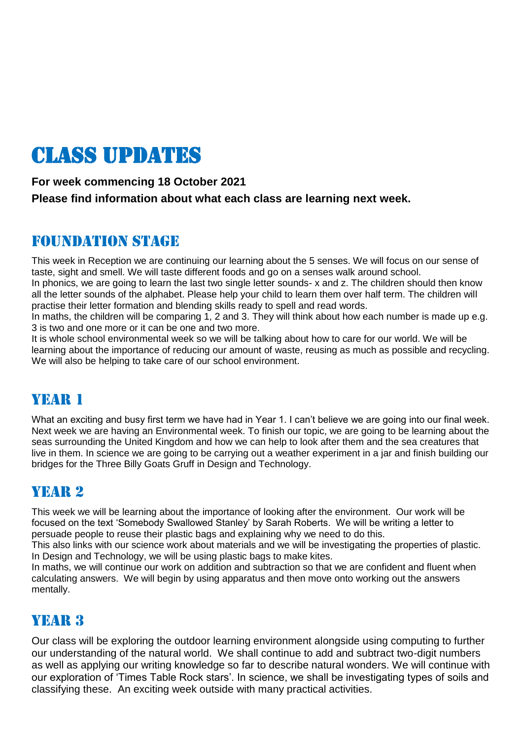# Class Updates

**For week commencing 18 October 2021**

**Please find information about what each class are learning next week.**

## Foundation Stage

This week in Reception we are continuing our learning about the 5 senses. We will focus on our sense of taste, sight and smell. We will taste different foods and go on a senses walk around school.

In phonics, we are going to learn the last two single letter sounds- x and z. The children should then know all the letter sounds of the alphabet. Please help your child to learn them over half term. The children will practise their letter formation and blending skills ready to spell and read words.

In maths, the children will be comparing 1, 2 and 3. They will think about how each number is made up e.g. 3 is two and one more or it can be one and two more.

It is whole school environmental week so we will be talking about how to care for our world. We will be learning about the importance of reducing our amount of waste, reusing as much as possible and recycling. We will also be helping to take care of our school environment.

## Year 1

What an exciting and busy first term we have had in Year 1. I can't believe we are going into our final week. Next week we are having an Environmental week. To finish our topic, we are going to be learning about the seas surrounding the United Kingdom and how we can help to look after them and the sea creatures that live in them. In science we are going to be carrying out a weather experiment in a jar and finish building our bridges for the Three Billy Goats Gruff in Design and Technology.

## Year 2

This week we will be learning about the importance of looking after the environment. Our work will be focused on the text 'Somebody Swallowed Stanley' by Sarah Roberts. We will be writing a letter to persuade people to reuse their plastic bags and explaining why we need to do this.

This also links with our science work about materials and we will be investigating the properties of plastic. In Design and Technology, we will be using plastic bags to make kites.

In maths, we will continue our work on addition and subtraction so that we are confident and fluent when calculating answers. We will begin by using apparatus and then move onto working out the answers mentally.

## Year 3

Our class will be exploring the outdoor learning environment alongside using computing to further our understanding of the natural world. We shall continue to add and subtract two-digit numbers as well as applying our writing knowledge so far to describe natural wonders. We will continue with our exploration of 'Times Table Rock stars'. In science, we shall be investigating types of soils and classifying these. An exciting week outside with many practical activities.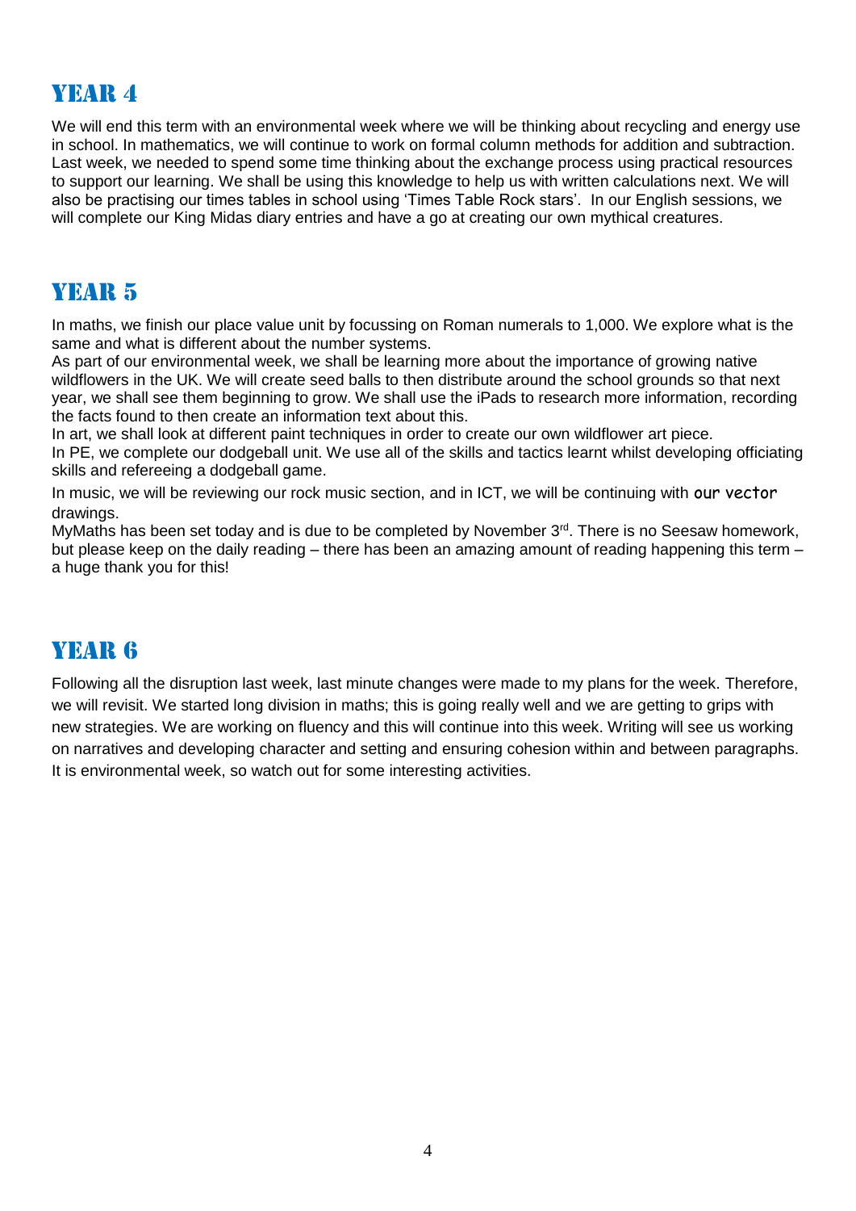## YEAR 4

We will end this term with an environmental week where we will be thinking about recycling and energy use in school. In mathematics, we will continue to work on formal column methods for addition and subtraction. Last week, we needed to spend some time thinking about the exchange process using practical resources to support our learning. We shall be using this knowledge to help us with written calculations next. We will also be practising our times tables in school using 'Times Table Rock stars'. In our English sessions, we will complete our King Midas diary entries and have a go at creating our own mythical creatures.

## YEAR 5

In maths, we finish our place value unit by focussing on Roman numerals to 1,000. We explore what is the same and what is different about the number systems.

As part of our environmental week, we shall be learning more about the importance of growing native wildflowers in the UK. We will create seed balls to then distribute around the school grounds so that next year, we shall see them beginning to grow. We shall use the iPads to research more information, recording the facts found to then create an information text about this.

In art, we shall look at different paint techniques in order to create our own wildflower art piece.

In PE, we complete our dodgeball unit. We use all of the skills and tactics learnt whilst developing officiating skills and refereeing a dodgeball game.

In music, we will be reviewing our rock music section, and in ICT, we will be continuing with our vector drawings.

MyMaths has been set today and is due to be completed by November 3rd. There is no Seesaw homework, but please keep on the daily reading – there has been an amazing amount of reading happening this term – a huge thank you for this!

## YEAR 6

Following all the disruption last week, last minute changes were made to my plans for the week. Therefore, we will revisit. We started long division in maths; this is going really well and we are getting to grips with new strategies. We are working on fluency and this will continue into this week. Writing will see us working on narratives and developing character and setting and ensuring cohesion within and between paragraphs. It is environmental week, so watch out for some interesting activities.